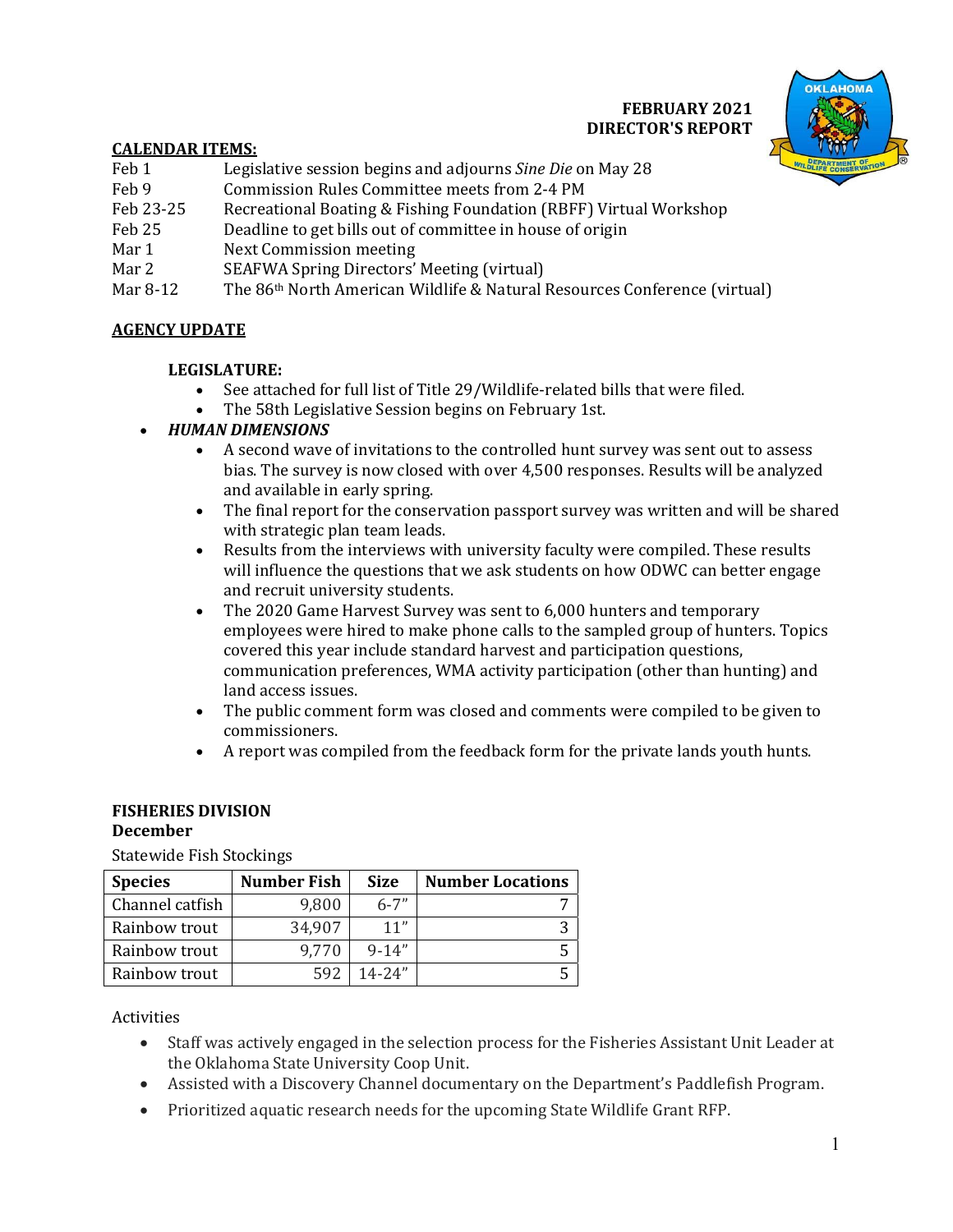## FEBRUARY 2021
## DIRECTOR'S REPORT

**CALENDAR ITEMS:**

| | |
|---|---|
| Feb 1 | Legislative session begins and adjourns *Sine Die* on May 28 |
| Feb 9 | Commission Rules Committee meets from 2-4 PM |
| Feb 23-25 | Recreational Boating & Fishing Foundation (RBFF) Virtual Workshop |
| Feb 25 | Deadline to get bills out of committee in house of origin |
| Mar 1 | Next Commission meeting |
| Mar 2 | SEAFWA Spring Directors' Meeting (virtual) |
| Mar 8-12 | The 86th North American Wildlife & Natural Resources Conference (virtual) |

**AGENCY UPDATE**

**LEGISLATURE:**

- See attached for full list of Title 29/Wildlife-related bills that were filed.
- The 58th Legislative Session begins on February 1st.

- ***HUMAN DIMENSIONS***
  - A second wave of invitations to the controlled hunt survey was sent out to assess bias. The survey is now closed with over 4,500 responses. Results will be analyzed and available in early spring.
  - The final report for the conservation passport survey was written and will be shared with strategic plan team leads.
  - Results from the interviews with university faculty were compiled. These results will influence the questions that we ask students on how ODWC can better engage and recruit university students.
  - The 2020 Game Harvest Survey was sent to 6,000 hunters and temporary employees were hired to make phone calls to the sampled group of hunters. Topics covered this year include standard harvest and participation questions, communication preferences, WMA activity participation (other than hunting) and land access issues.
  - The public comment form was closed and comments were compiled to be given to commissioners.
  - A report was compiled from the feedback form for the private lands youth hunts.

**FISHERIES DIVISION**
**December**

Statewide Fish Stockings

| Species | Number Fish | Size | Number Locations |
|---|---|---|---|
| Channel catfish | 9,800 | 6-7" | 7 |
| Rainbow trout | 34,907 | 11" | 3 |
| Rainbow trout | 9,770 | 9-14" | 5 |
| Rainbow trout | 592 | 14-24" | 5 |

Activities

- Staff was actively engaged in the selection process for the Fisheries Assistant Unit Leader at the Oklahoma State University Coop Unit.
- Assisted with a Discovery Channel documentary on the Department's Paddlefish Program.
- Prioritized aquatic research needs for the upcoming State Wildlife Grant RFP.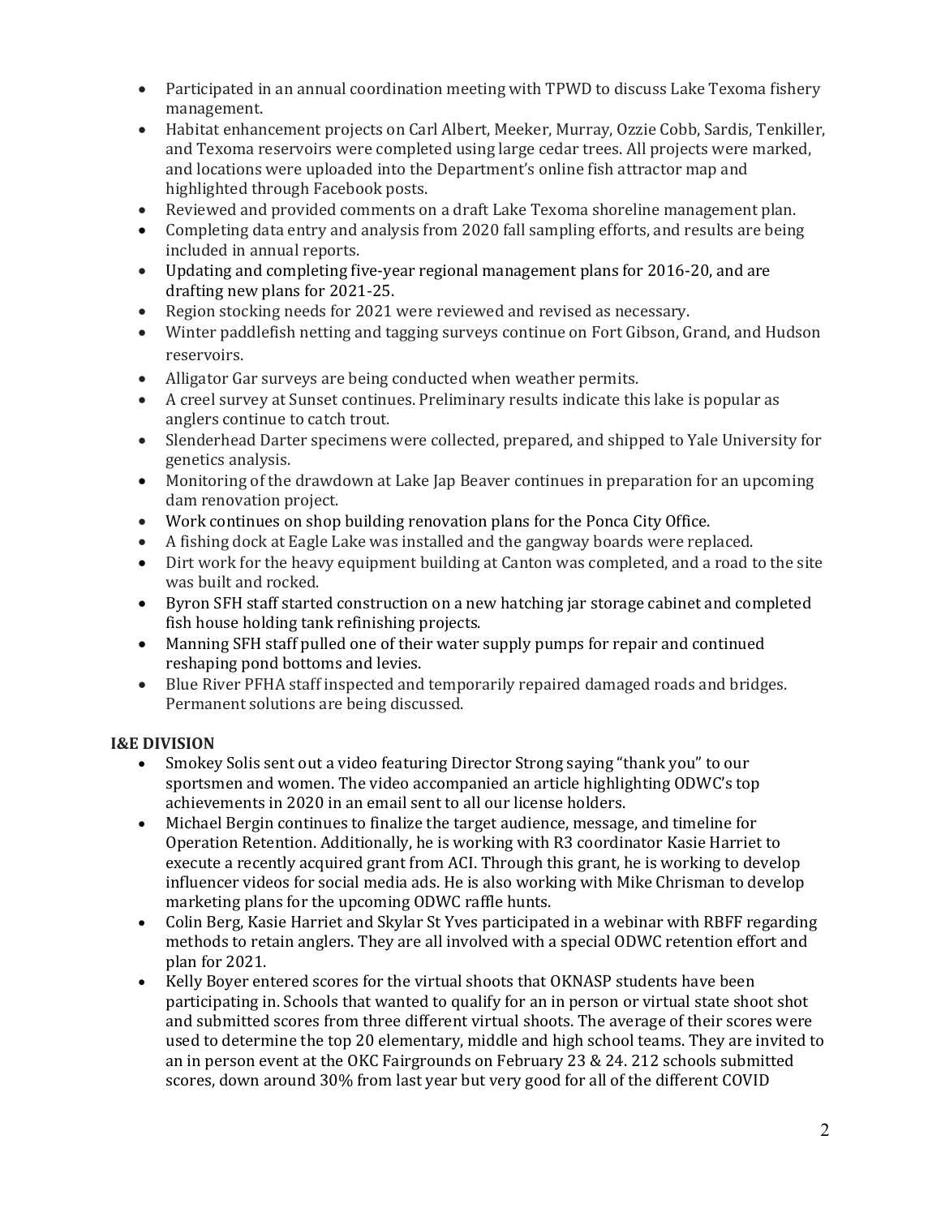- Participated in an annual coordination meeting with TPWD to discuss Lake Texoma fishery management.
- Habitat enhancement projects on Carl Albert, Meeker, Murray, Ozzie Cobb, Sardis, Tenkiller, and Texoma reservoirs were completed using large cedar trees. All projects were marked, and locations were uploaded into the Department's online fish attractor map and highlighted through Facebook posts.
- Reviewed and provided comments on a draft Lake Texoma shoreline management plan.
- Completing data entry and analysis from 2020 fall sampling efforts, and results are being included in annual reports.
- Updating and completing five-year regional management plans for 2016-20, and are drafting new plans for 2021-25.
- Region stocking needs for 2021 were reviewed and revised as necessary.
- Winter paddlefish netting and tagging surveys continue on Fort Gibson, Grand, and Hudson reservoirs.
- Alligator Gar surveys are being conducted when weather permits.
- A creel survey at Sunset continues. Preliminary results indicate this lake is popular as anglers continue to catch trout.
- Slenderhead Darter specimens were collected, prepared, and shipped to Yale University for genetics analysis.
- Monitoring of the drawdown at Lake Jap Beaver continues in preparation for an upcoming dam renovation project.
- Work continues on shop building renovation plans for the Ponca City Office.
- A fishing dock at Eagle Lake was installed and the gangway boards were replaced.
- Dirt work for the heavy equipment building at Canton was completed, and a road to the site was built and rocked.
- Byron SFH staff started construction on a new hatching jar storage cabinet and completed fish house holding tank refinishing projects.
- Manning SFH staff pulled one of their water supply pumps for repair and continued reshaping pond bottoms and levies.
- Blue River PFHA staff inspected and temporarily repaired damaged roads and bridges. Permanent solutions are being discussed.

**I&E DIVISION**

- Smokey Solis sent out a video featuring Director Strong saying "thank you" to our sportsmen and women. The video accompanied an article highlighting ODWC's top achievements in 2020 in an email sent to all our license holders.
- Michael Bergin continues to finalize the target audience, message, and timeline for Operation Retention. Additionally, he is working with R3 coordinator Kasie Harriet to execute a recently acquired grant from ACI. Through this grant, he is working to develop influencer videos for social media ads. He is also working with Mike Chrisman to develop marketing plans for the upcoming ODWC raffle hunts.
- Colin Berg, Kasie Harriet and Skylar St Yves participated in a webinar with RBFF regarding methods to retain anglers. They are all involved with a special ODWC retention effort and plan for 2021.
- Kelly Boyer entered scores for the virtual shoots that OKNASP students have been participating in. Schools that wanted to qualify for an in person or virtual state shoot shot and submitted scores from three different virtual shoots. The average of their scores were used to determine the top 20 elementary, middle and high school teams. They are invited to an in person event at the OKC Fairgrounds on February 23 & 24. 212 schools submitted scores, down around 30% from last year but very good for all of the different COVID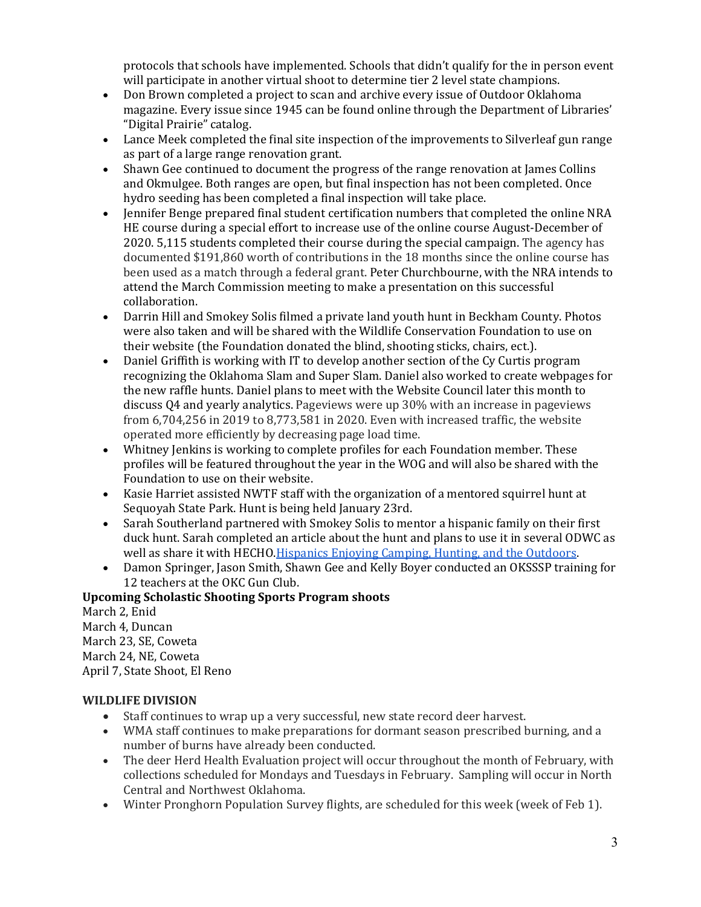protocols that schools have implemented. Schools that didn't qualify for the in person event will participate in another virtual shoot to determine tier 2 level state champions.

- Don Brown completed a project to scan and archive every issue of Outdoor Oklahoma magazine. Every issue since 1945 can be found online through the Department of Libraries' "Digital Prairie" catalog.
- Lance Meek completed the final site inspection of the improvements to Silverleaf gun range as part of a large range renovation grant.
- Shawn Gee continued to document the progress of the range renovation at James Collins and Okmulgee. Both ranges are open, but final inspection has not been completed. Once hydro seeding has been completed a final inspection will take place.
- Jennifer Benge prepared final student certification numbers that completed the online NRA HE course during a special effort to increase use of the online course August-December of 2020. 5,115 students completed their course during the special campaign. The agency has documented $191,860 worth of contributions in the 18 months since the online course has been used as a match through a federal grant. Peter Churchbourne, with the NRA intends to attend the March Commission meeting to make a presentation on this successful collaboration.
- Darrin Hill and Smokey Solis filmed a private land youth hunt in Beckham County. Photos were also taken and will be shared with the Wildlife Conservation Foundation to use on their website (the Foundation donated the blind, shooting sticks, chairs, ect.).
- Daniel Griffith is working with IT to develop another section of the Cy Curtis program recognizing the Oklahoma Slam and Super Slam. Daniel also worked to create webpages for the new raffle hunts. Daniel plans to meet with the Website Council later this month to discuss Q4 and yearly analytics. Pageviews were up 30% with an increase in pageviews from 6,704,256 in 2019 to 8,773,581 in 2020. Even with increased traffic, the website operated more efficiently by decreasing page load time.
- Whitney Jenkins is working to complete profiles for each Foundation member. These profiles will be featured throughout the year in the WOG and will also be shared with the Foundation to use on their website.
- Kasie Harriet assisted NWTF staff with the organization of a mentored squirrel hunt at Sequoyah State Park. Hunt is being held January 23rd.
- Sarah Southerland partnered with Smokey Solis to mentor a hispanic family on their first duck hunt. Sarah completed an article about the hunt and plans to use it in several ODWC as well as share it with HECHO.Hispanics Enjoying Camping, Hunting, and the Outdoors.
- Damon Springer, Jason Smith, Shawn Gee and Kelly Boyer conducted an OKSSSP training for 12 teachers at the OKC Gun Club.

**Upcoming Scholastic Shooting Sports Program shoots**

March 2, Enid
March 4, Duncan
March 23, SE, Coweta
March 24, NE, Coweta
April 7, State Shoot, El Reno

**WILDLIFE DIVISION**

- Staff continues to wrap up a very successful, new state record deer harvest.
- WMA staff continues to make preparations for dormant season prescribed burning, and a number of burns have already been conducted.
- The deer Herd Health Evaluation project will occur throughout the month of February, with collections scheduled for Mondays and Tuesdays in February. Sampling will occur in North Central and Northwest Oklahoma.
- Winter Pronghorn Population Survey flights, are scheduled for this week (week of Feb 1).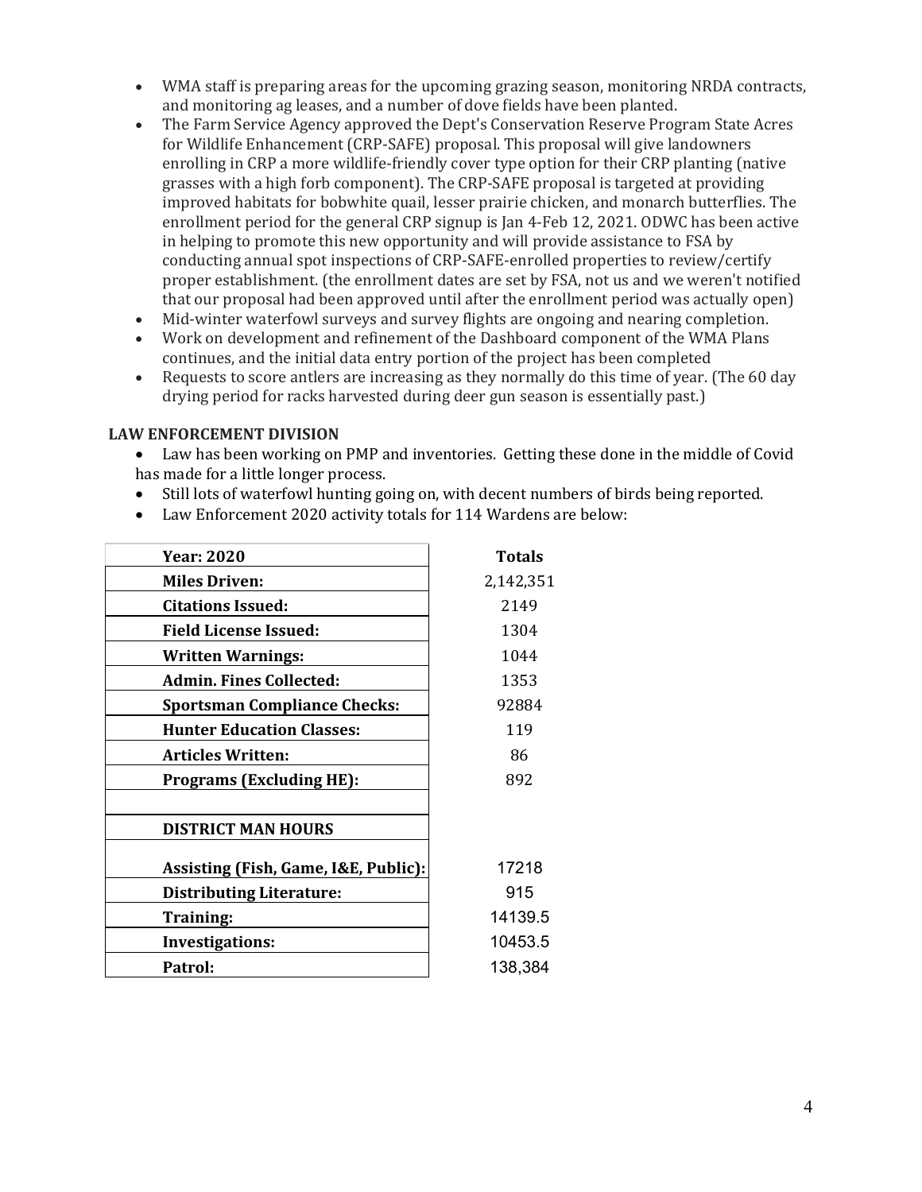- WMA staff is preparing areas for the upcoming grazing season, monitoring NRDA contracts, and monitoring ag leases, and a number of dove fields have been planted.
- The Farm Service Agency approved the Dept's Conservation Reserve Program State Acres for Wildlife Enhancement (CRP-SAFE) proposal. This proposal will give landowners enrolling in CRP a more wildlife-friendly cover type option for their CRP planting (native grasses with a high forb component). The CRP-SAFE proposal is targeted at providing improved habitats for bobwhite quail, lesser prairie chicken, and monarch butterflies. The enrollment period for the general CRP signup is Jan 4-Feb 12, 2021. ODWC has been active in helping to promote this new opportunity and will provide assistance to FSA by conducting annual spot inspections of CRP-SAFE-enrolled properties to review/certify proper establishment. (the enrollment dates are set by FSA, not us and we weren't notified that our proposal had been approved until after the enrollment period was actually open)
- Mid-winter waterfowl surveys and survey flights are ongoing and nearing completion.
- Work on development and refinement of the Dashboard component of the WMA Plans continues, and the initial data entry portion of the project has been completed
- Requests to score antlers are increasing as they normally do this time of year. (The 60 day drying period for racks harvested during deer gun season is essentially past.)

**LAW ENFORCEMENT DIVISION**

- Law has been working on PMP and inventories. Getting these done in the middle of Covid has made for a little longer process.
- Still lots of waterfowl hunting going on, with decent numbers of birds being reported.
- Law Enforcement 2020 activity totals for 114 Wardens are below:

| **Year: 2020** | **Totals** |
|---|---|
| **Miles Driven:** | 2,142,351 |
| **Citations Issued:** | 2149 |
| **Field License Issued:** | 1304 |
| **Written Warnings:** | 1044 |
| **Admin. Fines Collected:** | 1353 |
| **Sportsman Compliance Checks:** | 92884 |
| **Hunter Education Classes:** | 119 |
| **Articles Written:** | 86 |
| **Programs (Excluding HE):** | 892 |
| | |
| **DISTRICT MAN HOURS** | |
| **Assisting (Fish, Game, I&E, Public):** | 17218 |
| **Distributing Literature:** | 915 |
| **Training:** | 14139.5 |
| **Investigations:** | 10453.5 |
| **Patrol:** | 138,384 |